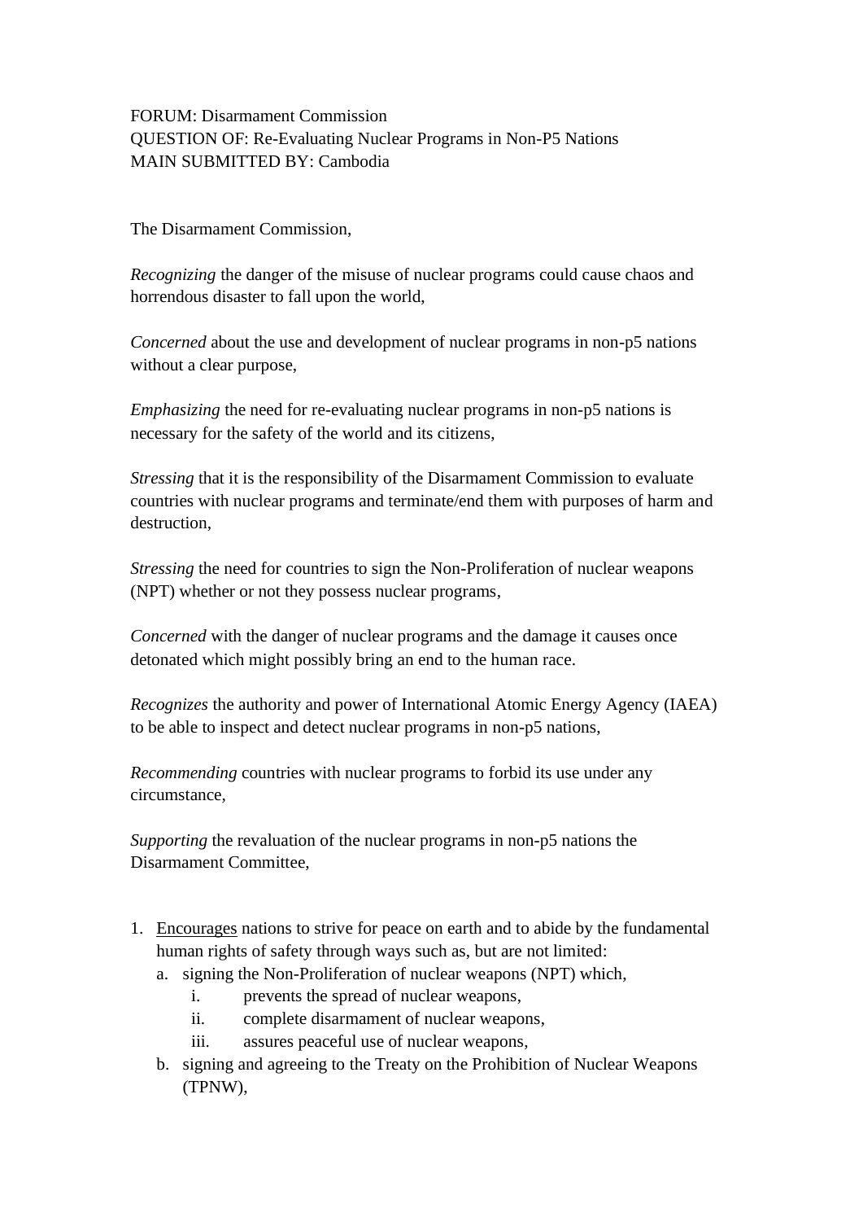FORUM: Disarmament Commission
QUESTION OF: Re-Evaluating Nuclear Programs in Non-P5 Nations
MAIN SUBMITTED BY: Cambodia

The Disarmament Commission,

*Recognizing* the danger of the misuse of nuclear programs could cause chaos and horrendous disaster to fall upon the world,

*Concerned* about the use and development of nuclear programs in non-p5 nations without a clear purpose,

*Emphasizing* the need for re-evaluating nuclear programs in non-p5 nations is necessary for the safety of the world and its citizens,

*Stressing* that it is the responsibility of the Disarmament Commission to evaluate countries with nuclear programs and terminate/end them with purposes of harm and destruction,

*Stressing* the need for countries to sign the Non-Proliferation of nuclear weapons (NPT) whether or not they possess nuclear programs,

*Concerned* with the danger of nuclear programs and the damage it causes once detonated which might possibly bring an end to the human race.

*Recognizes* the authority and power of International Atomic Energy Agency (IAEA) to be able to inspect and detect nuclear programs in non-p5 nations,

*Recommending* countries with nuclear programs to forbid its use under any circumstance,

*Supporting* the revaluation of the nuclear programs in non-p5 nations the Disarmament Committee,

1. <u>Encourages</u> nations to strive for peace on earth and to abide by the fundamental human rights of safety through ways such as, but are not limited:
    a. signing the Non-Proliferation of nuclear weapons (NPT) which,
        i. prevents the spread of nuclear weapons,
        ii. complete disarmament of nuclear weapons,
        iii. assures peaceful use of nuclear weapons,
    b. signing and agreeing to the Treaty on the Prohibition of Nuclear Weapons (TPNW),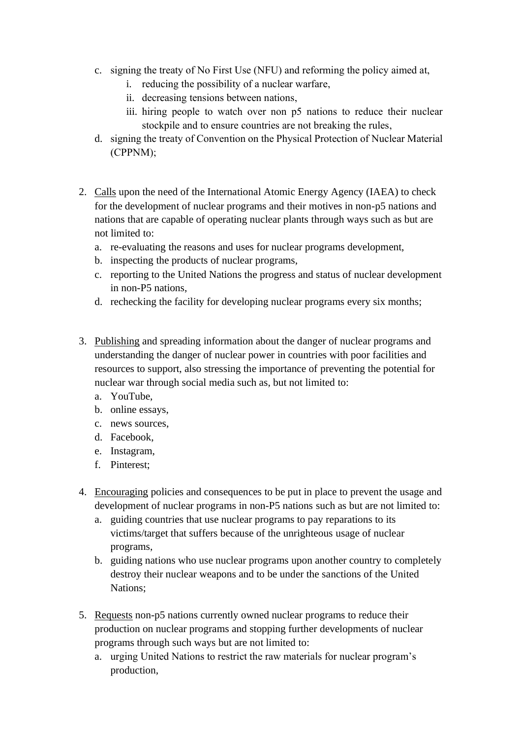c. signing the treaty of No First Use (NFU) and reforming the policy aimed at,
    i. reducing the possibility of a nuclear warfare,
    ii. decreasing tensions between nations,
    iii. hiring people to watch over non p5 nations to reduce their nuclear stockpile and to ensure countries are not breaking the rules,

d. signing the treaty of Convention on the Physical Protection of Nuclear Material (CPPNM);

2. <u>Calls</u> upon the need of the International Atomic Energy Agency (IAEA) to check for the development of nuclear programs and their motives in non-p5 nations and nations that are capable of operating nuclear plants through ways such as but are not limited to:
    a. re-evaluating the reasons and uses for nuclear programs development,
    b. inspecting the products of nuclear programs,
    c. reporting to the United Nations the progress and status of nuclear development in non-P5 nations,
    d. rechecking the facility for developing nuclear programs every six months;

3. <u>Publishing</u> and spreading information about the danger of nuclear programs and understanding the danger of nuclear power in countries with poor facilities and resources to support, also stressing the importance of preventing the potential for nuclear war through social media such as, but not limited to:
    a. YouTube,
    b. online essays,
    c. news sources,
    d. Facebook,
    e. Instagram,
    f. Pinterest;

4. <u>Encouraging</u> policies and consequences to be put in place to prevent the usage and development of nuclear programs in non-P5 nations such as but are not limited to:
    a. guiding countries that use nuclear programs to pay reparations to its victims/target that suffers because of the unrighteous usage of nuclear programs,
    b. guiding nations who use nuclear programs upon another country to completely destroy their nuclear weapons and to be under the sanctions of the United Nations;

5. <u>Requests</u> non-p5 nations currently owned nuclear programs to reduce their production on nuclear programs and stopping further developments of nuclear programs through such ways but are not limited to:
    a. urging United Nations to restrict the raw materials for nuclear program's production,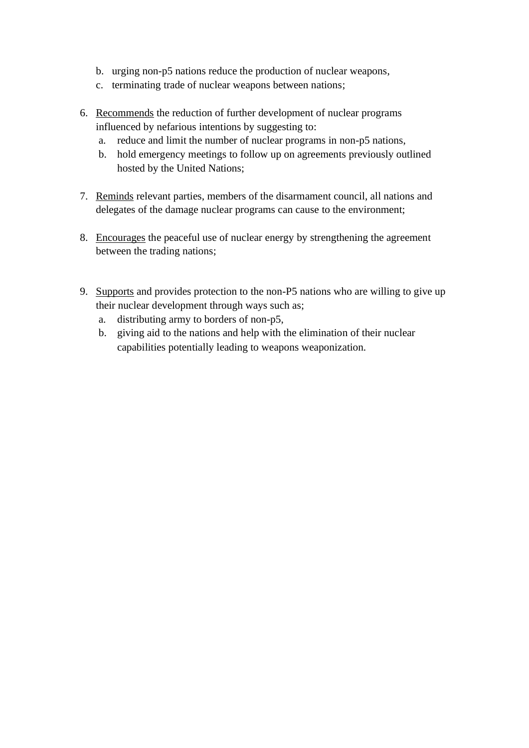b. urging non-p5 nations reduce the production of nuclear weapons,
c. terminating trade of nuclear weapons between nations;

6. <u>Recommends</u> the reduction of further development of nuclear programs influenced by nefarious intentions by suggesting to:
   a. reduce and limit the number of nuclear programs in non-p5 nations,
   b. hold emergency meetings to follow up on agreements previously outlined hosted by the United Nations;

7. <u>Reminds</u> relevant parties, members of the disarmament council, all nations and delegates of the damage nuclear programs can cause to the environment;

8. <u>Encourages</u> the peaceful use of nuclear energy by strengthening the agreement between the trading nations;

9. <u>Supports</u> and provides protection to the non-P5 nations who are willing to give up their nuclear development through ways such as;
   a. distributing army to borders of non-p5,
   b. giving aid to the nations and help with the elimination of their nuclear capabilities potentially leading to weapons weaponization.